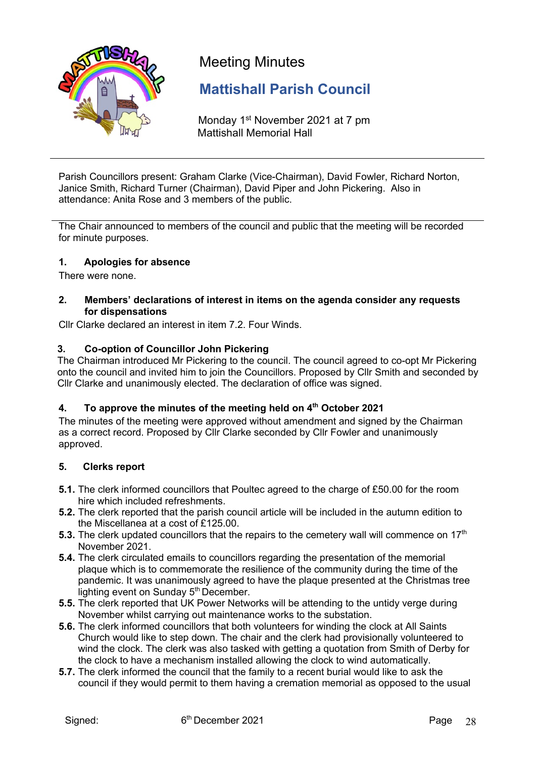# Meeting Minutes

## Mattishall Parish Council

Monday 1st November 2021 at 7 pm
Mattishall Memorial Hall

---

Parish Councillors present: Graham Clarke (Vice-Chairman), David Fowler, Richard Norton, Janice Smith, Richard Turner (Chairman), David Piper and John Pickering. Also in attendance: Anita Rose and 3 members of the public.

---

The Chair announced to members of the council and public that the meeting will be recorded for minute purposes.

### 1. Apologies for absence

There were none.

### 2. Members' declarations of interest in items on the agenda consider any requests for dispensations

Cllr Clarke declared an interest in item 7.2. Four Winds.

### 3. Co-option of Councillor John Pickering

The Chairman introduced Mr Pickering to the council. The council agreed to co-opt Mr Pickering onto the council and invited him to join the Councillors. Proposed by Cllr Smith and seconded by Cllr Clarke and unanimously elected. The declaration of office was signed.

### 4. To approve the minutes of the meeting held on 4th October 2021

The minutes of the meeting were approved without amendment and signed by the Chairman as a correct record. Proposed by Cllr Clarke seconded by Cllr Fowler and unanimously approved.

### 5. Clerks report

**5.1.** The clerk informed councillors that Poultec agreed to the charge of £50.00 for the room hire which included refreshments.

**5.2.** The clerk reported that the parish council article will be included in the autumn edition to the Miscellanea at a cost of £125.00.

**5.3.** The clerk updated councillors that the repairs to the cemetery wall will commence on 17th November 2021.

**5.4.** The clerk circulated emails to councillors regarding the presentation of the memorial plaque which is to commemorate the resilience of the community during the time of the pandemic. It was unanimously agreed to have the plaque presented at the Christmas tree lighting event on Sunday 5th December.

**5.5.** The clerk reported that UK Power Networks will be attending to the untidy verge during November whilst carrying out maintenance works to the substation.

**5.6.** The clerk informed councillors that both volunteers for winding the clock at All Saints Church would like to step down. The chair and the clerk had provisionally volunteered to wind the clock. The clerk was also tasked with getting a quotation from Smith of Derby for the clock to have a mechanism installed allowing the clock to wind automatically.

**5.7.** The clerk informed the council that the family to a recent burial would like to ask the council if they would permit to them having a cremation memorial as opposed to the usual

Signed: 6th December 2021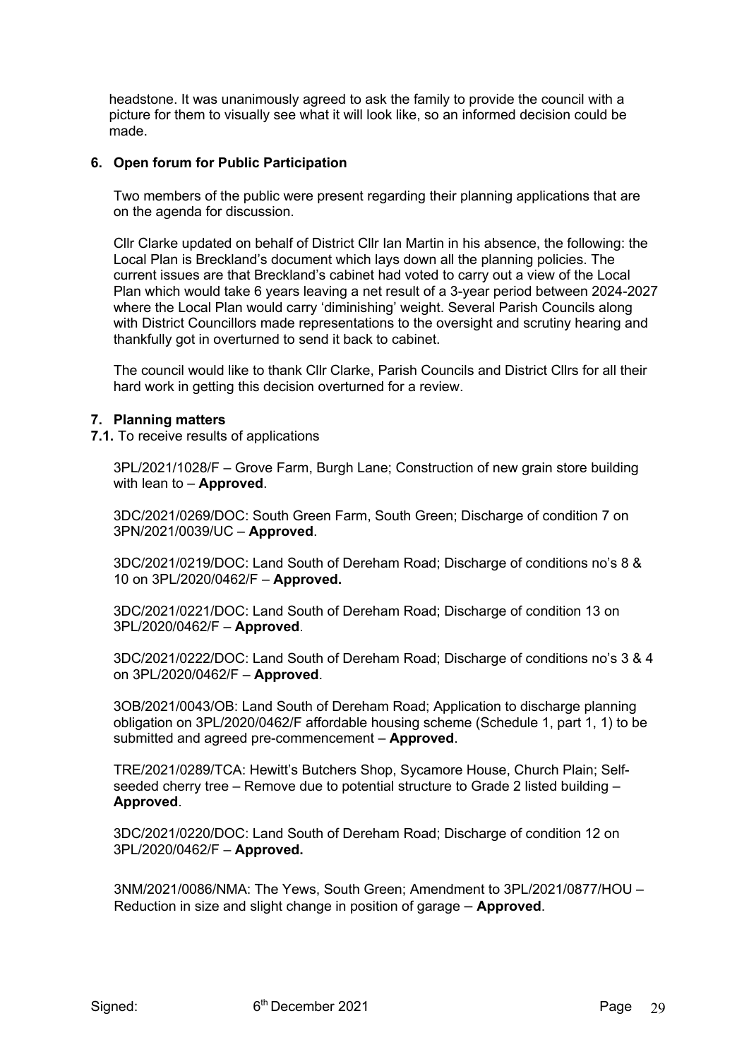headstone. It was unanimously agreed to ask the family to provide the council with a picture for them to visually see what it will look like, so an informed decision could be made.

**6. Open forum for Public Participation**

Two members of the public were present regarding their planning applications that are on the agenda for discussion.

Cllr Clarke updated on behalf of District Cllr Ian Martin in his absence, the following: the Local Plan is Breckland's document which lays down all the planning policies. The current issues are that Breckland's cabinet had voted to carry out a view of the Local Plan which would take 6 years leaving a net result of a 3-year period between 2024-2027 where the Local Plan would carry 'diminishing' weight. Several Parish Councils along with District Councillors made representations to the oversight and scrutiny hearing and thankfully got in overturned to send it back to cabinet.

The council would like to thank Cllr Clarke, Parish Councils and District Cllrs for all their hard work in getting this decision overturned for a review.

**7. Planning matters**

**7.1.** To receive results of applications

3PL/2021/1028/F – Grove Farm, Burgh Lane; Construction of new grain store building with lean to – **Approved**.

3DC/2021/0269/DOC: South Green Farm, South Green; Discharge of condition 7 on 3PN/2021/0039/UC – **Approved**.

3DC/2021/0219/DOC: Land South of Dereham Road; Discharge of conditions no's 8 & 10 on 3PL/2020/0462/F – **Approved.**

3DC/2021/0221/DOC: Land South of Dereham Road; Discharge of condition 13 on 3PL/2020/0462/F – **Approved**.

3DC/2021/0222/DOC: Land South of Dereham Road; Discharge of conditions no's 3 & 4 on 3PL/2020/0462/F – **Approved**.

3OB/2021/0043/OB: Land South of Dereham Road; Application to discharge planning obligation on 3PL/2020/0462/F affordable housing scheme (Schedule 1, part 1, 1) to be submitted and agreed pre-commencement – **Approved**.

TRE/2021/0289/TCA: Hewitt's Butchers Shop, Sycamore House, Church Plain; Self-seeded cherry tree – Remove due to potential structure to Grade 2 listed building – **Approved**.

3DC/2021/0220/DOC: Land South of Dereham Road; Discharge of condition 12 on 3PL/2020/0462/F – **Approved.**

3NM/2021/0086/NMA: The Yews, South Green; Amendment to 3PL/2021/0877/HOU – Reduction in size and slight change in position of garage – **Approved**.

Signed: 6th December 2021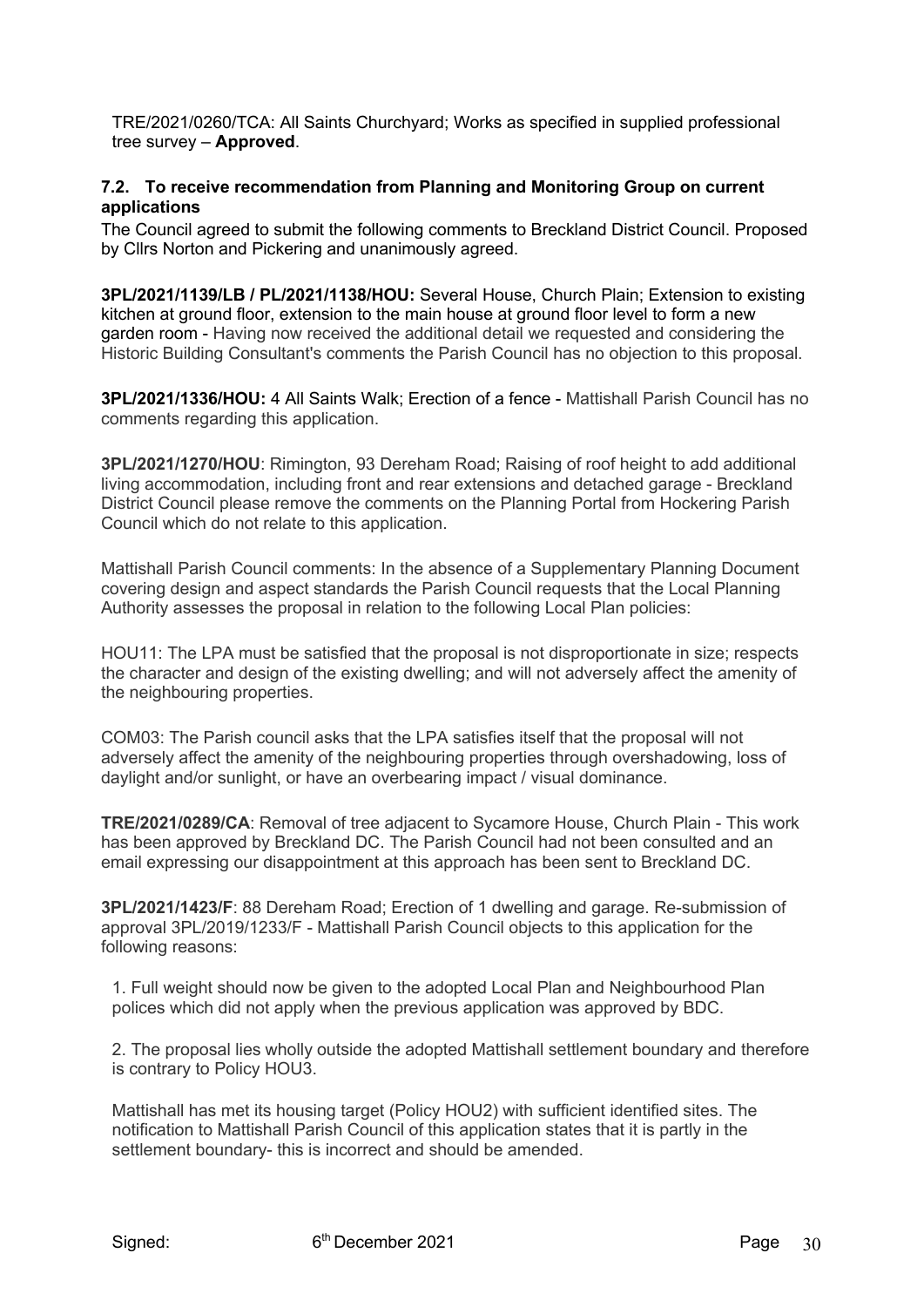TRE/2021/0260/TCA: All Saints Churchyard; Works as specified in supplied professional tree survey – **Approved**.

### 7.2. To receive recommendation from Planning and Monitoring Group on current applications

The Council agreed to submit the following comments to Breckland District Council. Proposed by Cllrs Norton and Pickering and unanimously agreed.

**3PL/2021/1139/LB / PL/2021/1138/HOU:** Several House, Church Plain; Extension to existing kitchen at ground floor, extension to the main house at ground floor level to form a new garden room - Having now received the additional detail we requested and considering the Historic Building Consultant's comments the Parish Council has no objection to this proposal.

**3PL/2021/1336/HOU:** 4 All Saints Walk; Erection of a fence - Mattishall Parish Council has no comments regarding this application.

**3PL/2021/1270/HOU**: Rimington, 93 Dereham Road; Raising of roof height to add additional living accommodation, including front and rear extensions and detached garage - Breckland District Council please remove the comments on the Planning Portal from Hockering Parish Council which do not relate to this application.

Mattishall Parish Council comments: In the absence of a Supplementary Planning Document covering design and aspect standards the Parish Council requests that the Local Planning Authority assesses the proposal in relation to the following Local Plan policies:

HOU11: The LPA must be satisfied that the proposal is not disproportionate in size; respects the character and design of the existing dwelling; and will not adversely affect the amenity of the neighbouring properties.

COM03: The Parish council asks that the LPA satisfies itself that the proposal will not adversely affect the amenity of the neighbouring properties through overshadowing, loss of daylight and/or sunlight, or have an overbearing impact / visual dominance.

**TRE/2021/0289/CA**: Removal of tree adjacent to Sycamore House, Church Plain - This work has been approved by Breckland DC. The Parish Council had not been consulted and an email expressing our disappointment at this approach has been sent to Breckland DC.

**3PL/2021/1423/F**: 88 Dereham Road; Erection of 1 dwelling and garage. Re-submission of approval 3PL/2019/1233/F - Mattishall Parish Council objects to this application for the following reasons:

1. Full weight should now be given to the adopted Local Plan and Neighbourhood Plan polices which did not apply when the previous application was approved by BDC.

2. The proposal lies wholly outside the adopted Mattishall settlement boundary and therefore is contrary to Policy HOU3.

Mattishall has met its housing target (Policy HOU2) with sufficient identified sites. The notification to Mattishall Parish Council of this application states that it is partly in the settlement boundary- this is incorrect and should be amended.

Signed: 6th December 2021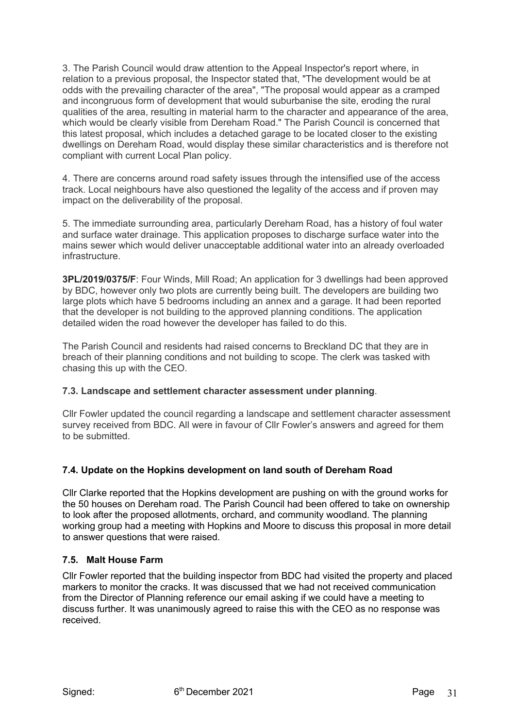3. The Parish Council would draw attention to the Appeal Inspector's report where, in relation to a previous proposal, the Inspector stated that, "The development would be at odds with the prevailing character of the area", "The proposal would appear as a cramped and incongruous form of development that would suburbanise the site, eroding the rural qualities of the area, resulting in material harm to the character and appearance of the area, which would be clearly visible from Dereham Road." The Parish Council is concerned that this latest proposal, which includes a detached garage to be located closer to the existing dwellings on Dereham Road, would display these similar characteristics and is therefore not compliant with current Local Plan policy.

4. There are concerns around road safety issues through the intensified use of the access track. Local neighbours have also questioned the legality of the access and if proven may impact on the deliverability of the proposal.

5. The immediate surrounding area, particularly Dereham Road, has a history of foul water and surface water drainage. This application proposes to discharge surface water into the mains sewer which would deliver unacceptable additional water into an already overloaded infrastructure.

**3PL/2019/0375/F**: Four Winds, Mill Road; An application for 3 dwellings had been approved by BDC, however only two plots are currently being built. The developers are building two large plots which have 5 bedrooms including an annex and a garage. It had been reported that the developer is not building to the approved planning conditions. The application detailed widen the road however the developer has failed to do this.

The Parish Council and residents had raised concerns to Breckland DC that they are in breach of their planning conditions and not building to scope. The clerk was tasked with chasing this up with the CEO.

### 7.3. Landscape and settlement character assessment under planning.

Cllr Fowler updated the council regarding a landscape and settlement character assessment survey received from BDC. All were in favour of Cllr Fowler's answers and agreed for them to be submitted.

### 7.4. Update on the Hopkins development on land south of Dereham Road

Cllr Clarke reported that the Hopkins development are pushing on with the ground works for the 50 houses on Dereham road. The Parish Council had been offered to take on ownership to look after the proposed allotments, orchard, and community woodland. The planning working group had a meeting with Hopkins and Moore to discuss this proposal in more detail to answer questions that were raised.

### 7.5. Malt House Farm

Cllr Fowler reported that the building inspector from BDC had visited the property and placed markers to monitor the cracks. It was discussed that we had not received communication from the Director of Planning reference our email asking if we could have a meeting to discuss further. It was unanimously agreed to raise this with the CEO as no response was received.

Signed: 6th December 2021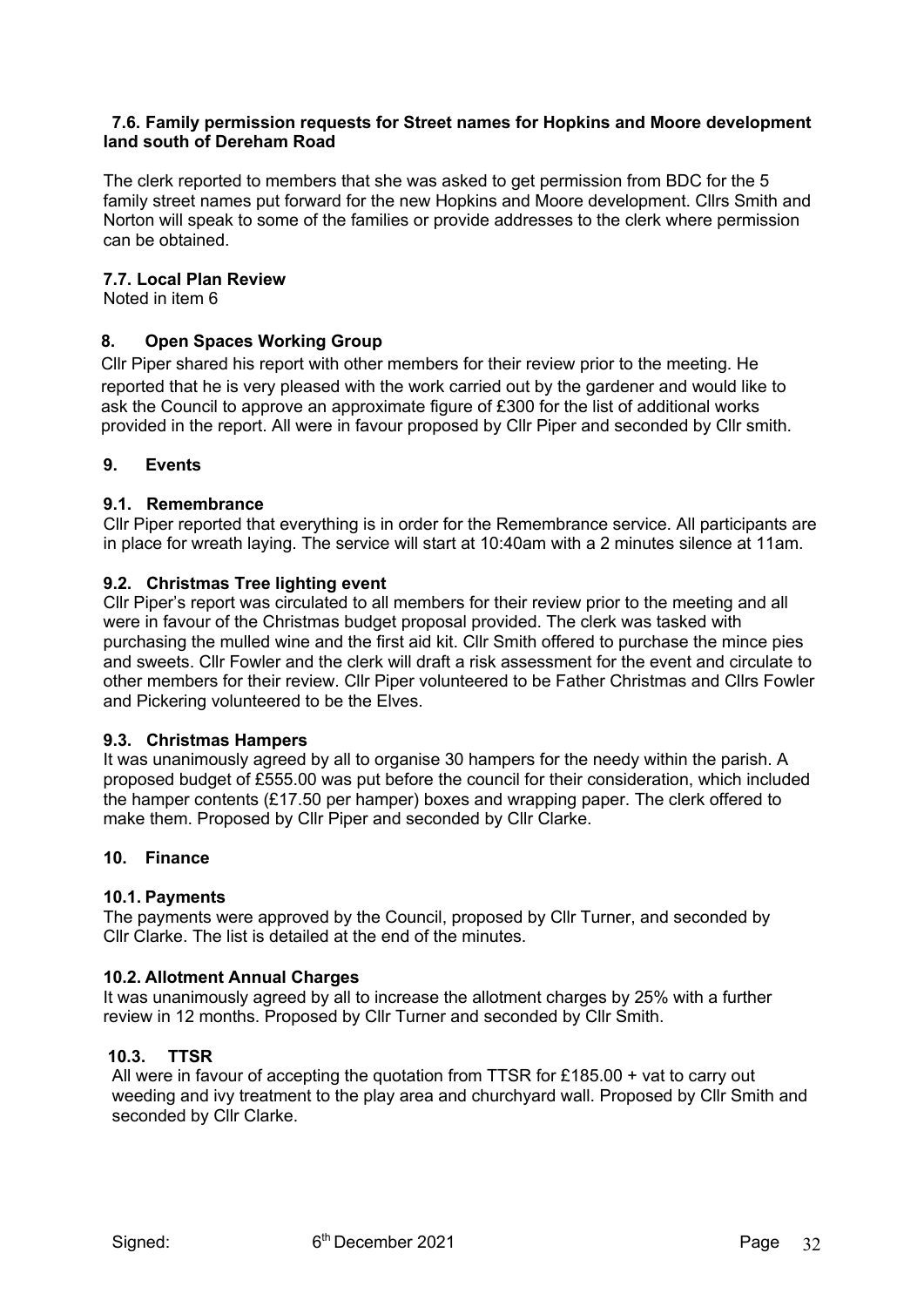### 7.6. Family permission requests for Street names for Hopkins and Moore development land south of Dereham Road

The clerk reported to members that she was asked to get permission from BDC for the 5 family street names put forward for the new Hopkins and Moore development. Cllrs Smith and Norton will speak to some of the families or provide addresses to the clerk where permission can be obtained.

### 7.7. Local Plan Review

Noted in item 6

## 8. Open Spaces Working Group

Cllr Piper shared his report with other members for their review prior to the meeting. He reported that he is very pleased with the work carried out by the gardener and would like to ask the Council to approve an approximate figure of £300 for the list of additional works provided in the report. All were in favour proposed by Cllr Piper and seconded by Cllr smith.

## 9. Events

### 9.1. Remembrance

Cllr Piper reported that everything is in order for the Remembrance service. All participants are in place for wreath laying. The service will start at 10:40am with a 2 minutes silence at 11am.

### 9.2. Christmas Tree lighting event

Cllr Piper's report was circulated to all members for their review prior to the meeting and all were in favour of the Christmas budget proposal provided. The clerk was tasked with purchasing the mulled wine and the first aid kit. Cllr Smith offered to purchase the mince pies and sweets. Cllr Fowler and the clerk will draft a risk assessment for the event and circulate to other members for their review. Cllr Piper volunteered to be Father Christmas and Cllrs Fowler and Pickering volunteered to be the Elves.

### 9.3. Christmas Hampers

It was unanimously agreed by all to organise 30 hampers for the needy within the parish. A proposed budget of £555.00 was put before the council for their consideration, which included the hamper contents (£17.50 per hamper) boxes and wrapping paper. The clerk offered to make them. Proposed by Cllr Piper and seconded by Cllr Clarke.

## 10. Finance

### 10.1. Payments

The payments were approved by the Council, proposed by Cllr Turner, and seconded by Cllr Clarke. The list is detailed at the end of the minutes.

### 10.2. Allotment Annual Charges

It was unanimously agreed by all to increase the allotment charges by 25% with a further review in 12 months. Proposed by Cllr Turner and seconded by Cllr Smith.

### 10.3. TTSR

All were in favour of accepting the quotation from TTSR for £185.00 + vat to carry out weeding and ivy treatment to the play area and churchyard wall. Proposed by Cllr Smith and seconded by Cllr Clarke.

Signed: 6th December 2021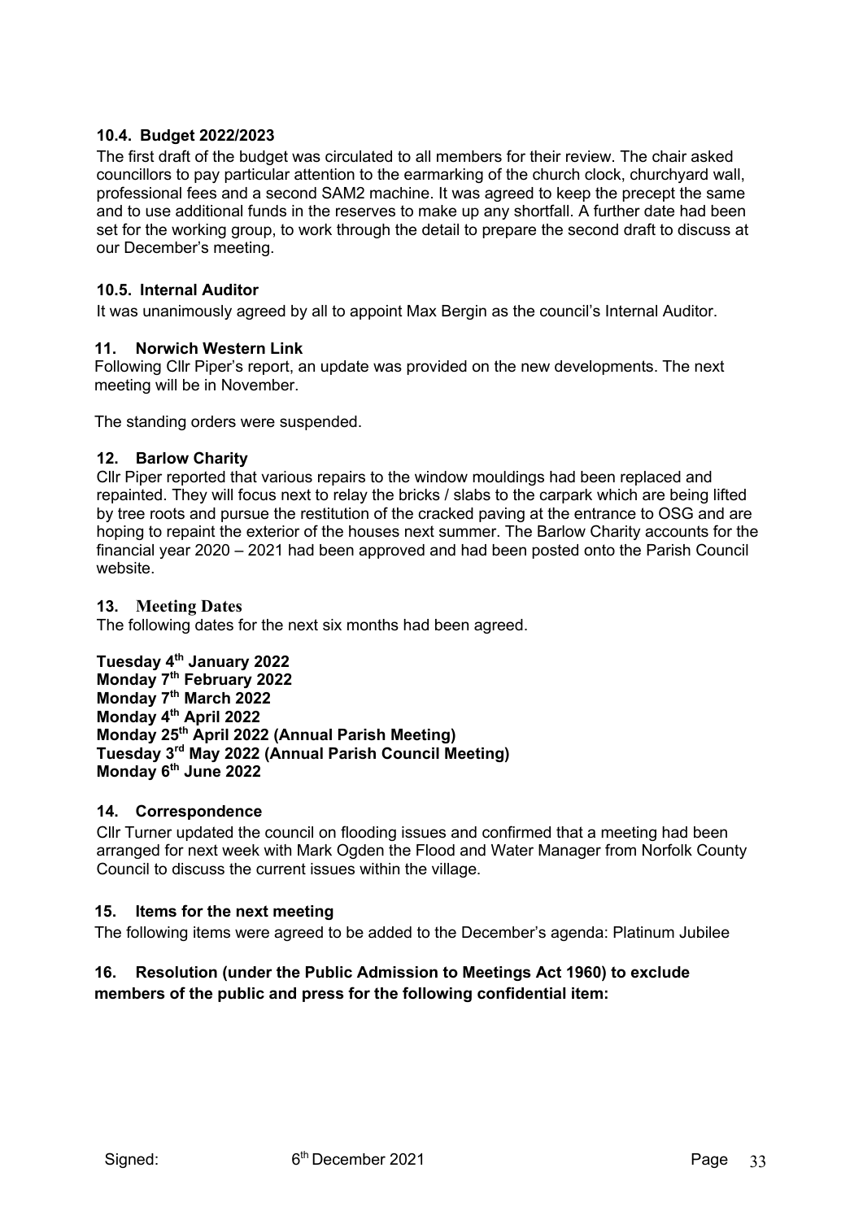### 10.4. Budget 2022/2023

The first draft of the budget was circulated to all members for their review. The chair asked councillors to pay particular attention to the earmarking of the church clock, churchyard wall, professional fees and a second SAM2 machine. It was agreed to keep the precept the same and to use additional funds in the reserves to make up any shortfall. A further date had been set for the working group, to work through the detail to prepare the second draft to discuss at our December's meeting.

### 10.5. Internal Auditor

It was unanimously agreed by all to appoint Max Bergin as the council's Internal Auditor.

### 11. Norwich Western Link

Following Cllr Piper's report, an update was provided on the new developments. The next meeting will be in November.

The standing orders were suspended.

### 12. Barlow Charity

Cllr Piper reported that various repairs to the window mouldings had been replaced and repainted. They will focus next to relay the bricks / slabs to the carpark which are being lifted by tree roots and pursue the restitution of the cracked paving at the entrance to OSG and are hoping to repaint the exterior of the houses next summer. The Barlow Charity accounts for the financial year 2020 – 2021 had been approved and had been posted onto the Parish Council website.

### 13. Meeting Dates

The following dates for the next six months had been agreed.

**Tuesday 4th January 2022**
**Monday 7th February 2022**
**Monday 7th March 2022**
**Monday 4th April 2022**
**Monday 25th April 2022 (Annual Parish Meeting)**
**Tuesday 3rd May 2022 (Annual Parish Council Meeting)**
**Monday 6th June 2022**

### 14. Correspondence

Cllr Turner updated the council on flooding issues and confirmed that a meeting had been arranged for next week with Mark Ogden the Flood and Water Manager from Norfolk County Council to discuss the current issues within the village.

### 15. Items for the next meeting

The following items were agreed to be added to the December's agenda: Platinum Jubilee

### 16. Resolution (under the Public Admission to Meetings Act 1960) to exclude members of the public and press for the following confidential item:

Signed: 6th December 2021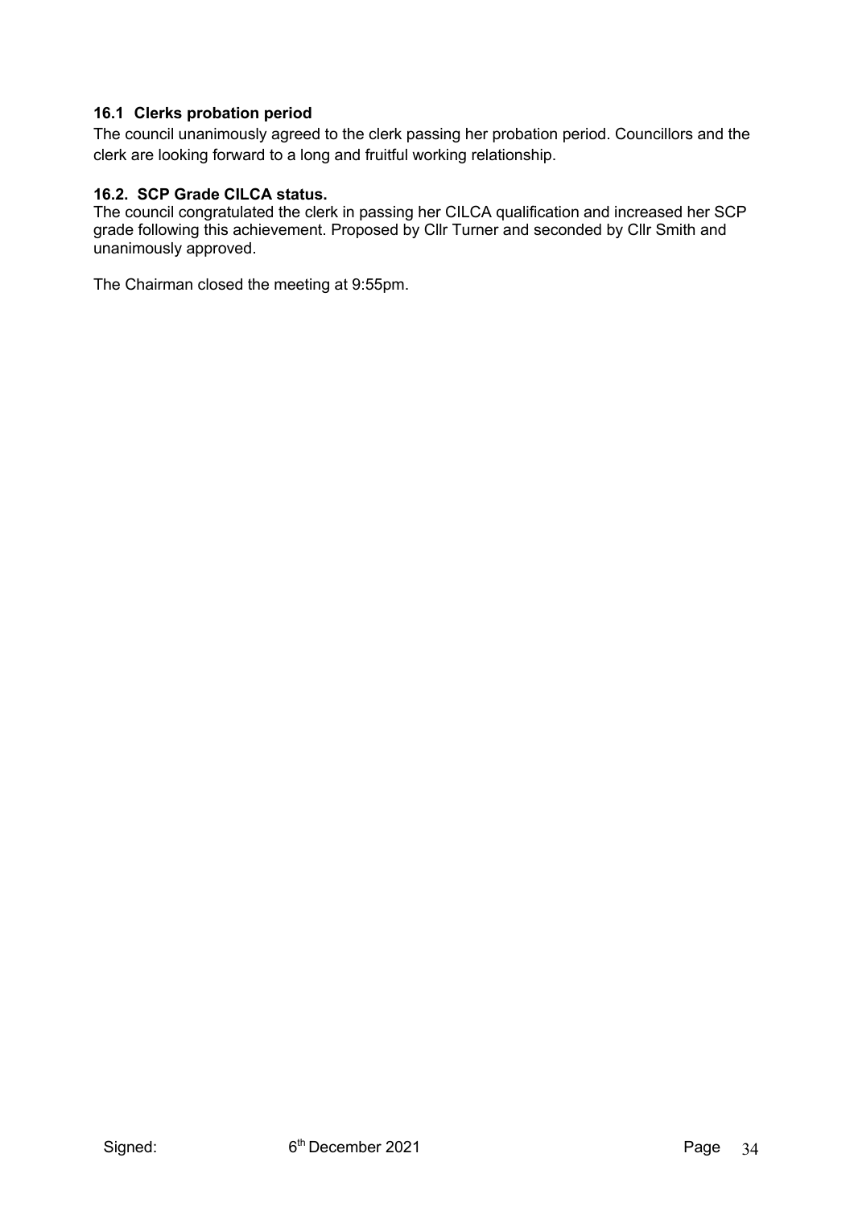#### 16.1 Clerks probation period

The council unanimously agreed to the clerk passing her probation period. Councillors and the clerk are looking forward to a long and fruitful working relationship.

#### 16.2. SCP Grade CILCA status.

The council congratulated the clerk in passing her CILCA qualification and increased her SCP grade following this achievement. Proposed by Cllr Turner and seconded by Cllr Smith and unanimously approved.

The Chairman closed the meeting at 9:55pm.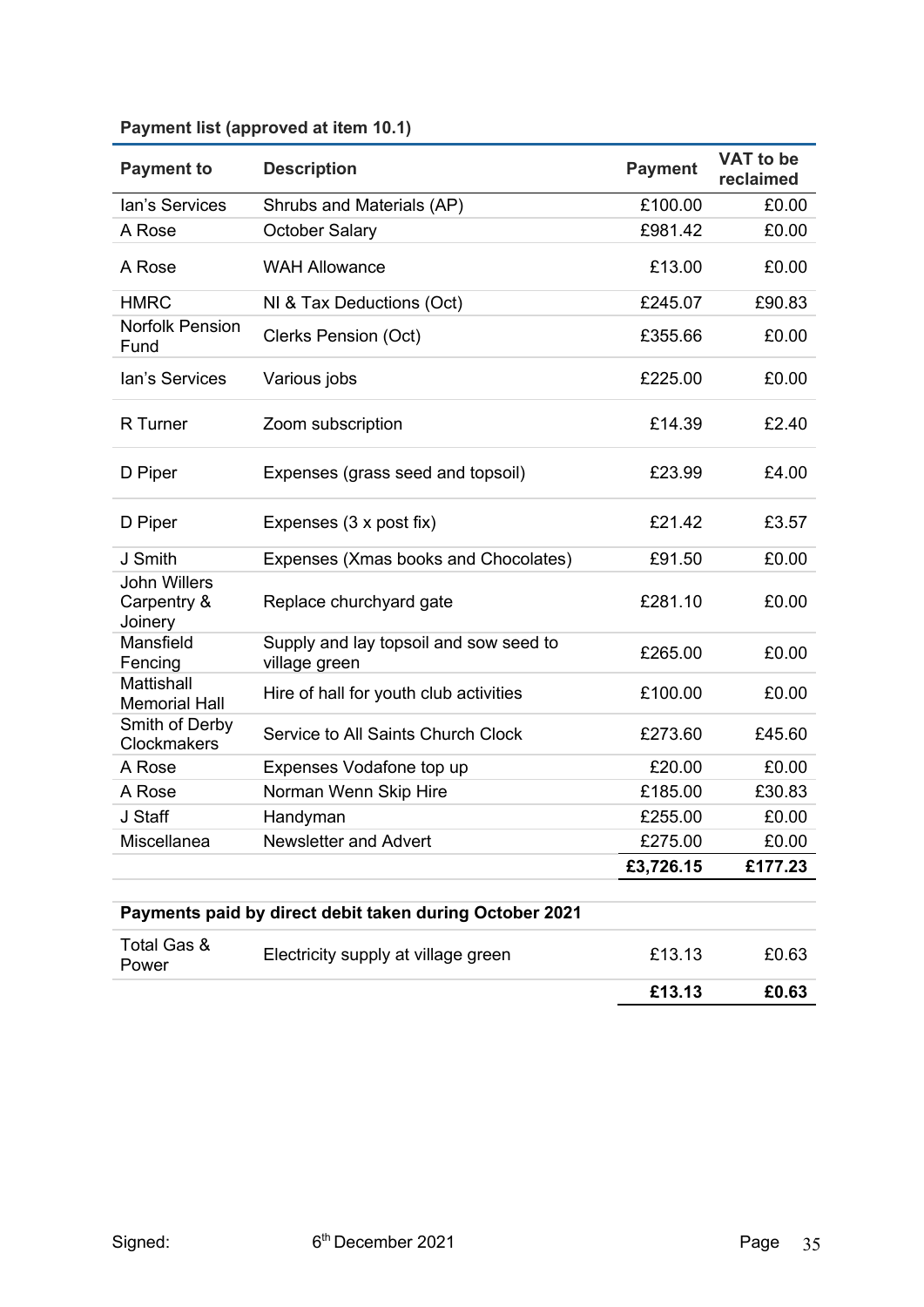**Payment list (approved at item 10.1)**

| Payment to | Description | Payment | VAT to be reclaimed |
|---|---|---|---|
| Ian's Services | Shrubs and Materials (AP) | £100.00 | £0.00 |
| A Rose | October Salary | £981.42 | £0.00 |
| A Rose | WAH Allowance | £13.00 | £0.00 |
| HMRC | NI & Tax Deductions (Oct) | £245.07 | £90.83 |
| Norfolk Pension Fund | Clerks Pension (Oct) | £355.66 | £0.00 |
| Ian's Services | Various jobs | £225.00 | £0.00 |
| R Turner | Zoom subscription | £14.39 | £2.40 |
| D Piper | Expenses (grass seed and topsoil) | £23.99 | £4.00 |
| D Piper | Expenses (3 x post fix) | £21.42 | £3.57 |
| J Smith | Expenses (Xmas books and Chocolates) | £91.50 | £0.00 |
| John Willers Carpentry & Joinery | Replace churchyard gate | £281.10 | £0.00 |
| Mansfield Fencing | Supply and lay topsoil and sow seed to village green | £265.00 | £0.00 |
| Mattishall Memorial Hall | Hire of hall for youth club activities | £100.00 | £0.00 |
| Smith of Derby Clockmakers | Service to All Saints Church Clock | £273.60 | £45.60 |
| A Rose | Expenses Vodafone top up | £20.00 | £0.00 |
| A Rose | Norman Wenn Skip Hire | £185.00 | £30.83 |
| J Staff | Handyman | £255.00 | £0.00 |
| Miscellanea | Newsletter and Advert | £275.00 | £0.00 |
| | | **£3,726.15** | **£177.23** |

**Payments paid by direct debit taken during October 2021**

| | | | |
|---|---|---|---|
| Total Gas & Power | Electricity supply at village green | £13.13 | £0.63 |
| | | **£13.13** | **£0.63** |

Signed: 6th December 2021